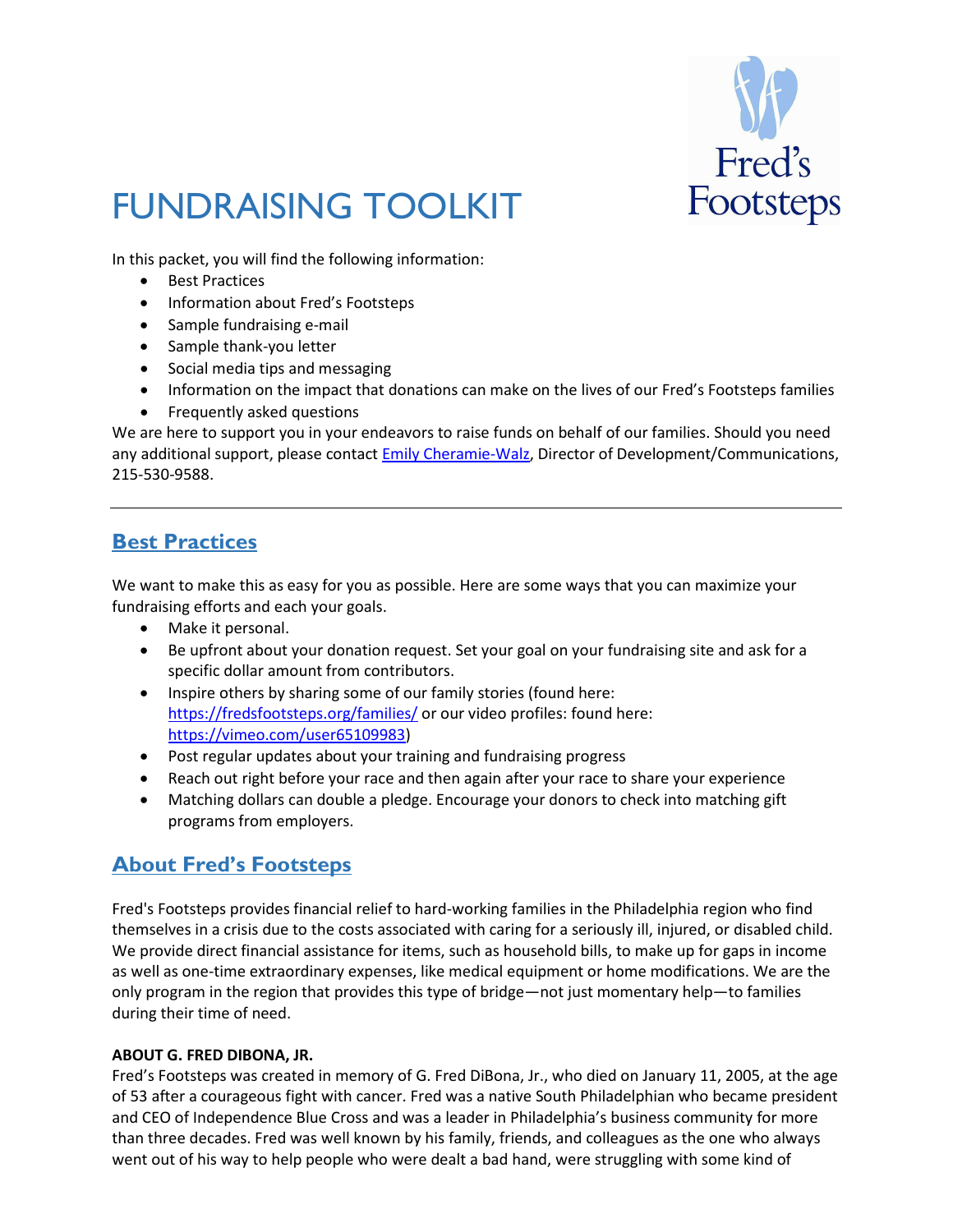# FUNDRAISING TOOLKIT

In this packet, you will find the following information:

- Best Practices
- Information about Fred's Footsteps
- Sample fundraising e-mail
- Sample thank-you letter
- Social media tips and messaging
- Information on the impact that donations can make on the lives of our Fred's Footsteps families
- Frequently asked questions

We are here to support you in your endeavors to raise funds on behalf of our families. Should you need any additional support, please contact [Emily Cheramie-Walz](), Director of Development/Communications, 215-530-9588.

---

## Best Practices

We want to make this as easy for you as possible. Here are some ways that you can maximize your fundraising efforts and each your goals.

- Make it personal.
- Be upfront about your donation request. Set your goal on your fundraising site and ask for a specific dollar amount from contributors.
- Inspire others by sharing some of our family stories (found here: https://fredsfootsteps.org/families/ or our video profiles: found here: https://vimeo.com/user65109983)
- Post regular updates about your training and fundraising progress
- Reach out right before your race and then again after your race to share your experience
- Matching dollars can double a pledge. Encourage your donors to check into matching gift programs from employers.

## About Fred's Footsteps

Fred's Footsteps provides financial relief to hard-working families in the Philadelphia region who find themselves in a crisis due to the costs associated with caring for a seriously ill, injured, or disabled child. We provide direct financial assistance for items, such as household bills, to make up for gaps in income as well as one-time extraordinary expenses, like medical equipment or home modifications. We are the only program in the region that provides this type of bridge—not just momentary help—to families during their time of need.

**ABOUT G. FRED DIBONA, JR.**

Fred's Footsteps was created in memory of G. Fred DiBona, Jr., who died on January 11, 2005, at the age of 53 after a courageous fight with cancer. Fred was a native South Philadelphian who became president and CEO of Independence Blue Cross and was a leader in Philadelphia's business community for more than three decades. Fred was well known by his family, friends, and colleagues as the one who always went out of his way to help people who were dealt a bad hand, were struggling with some kind of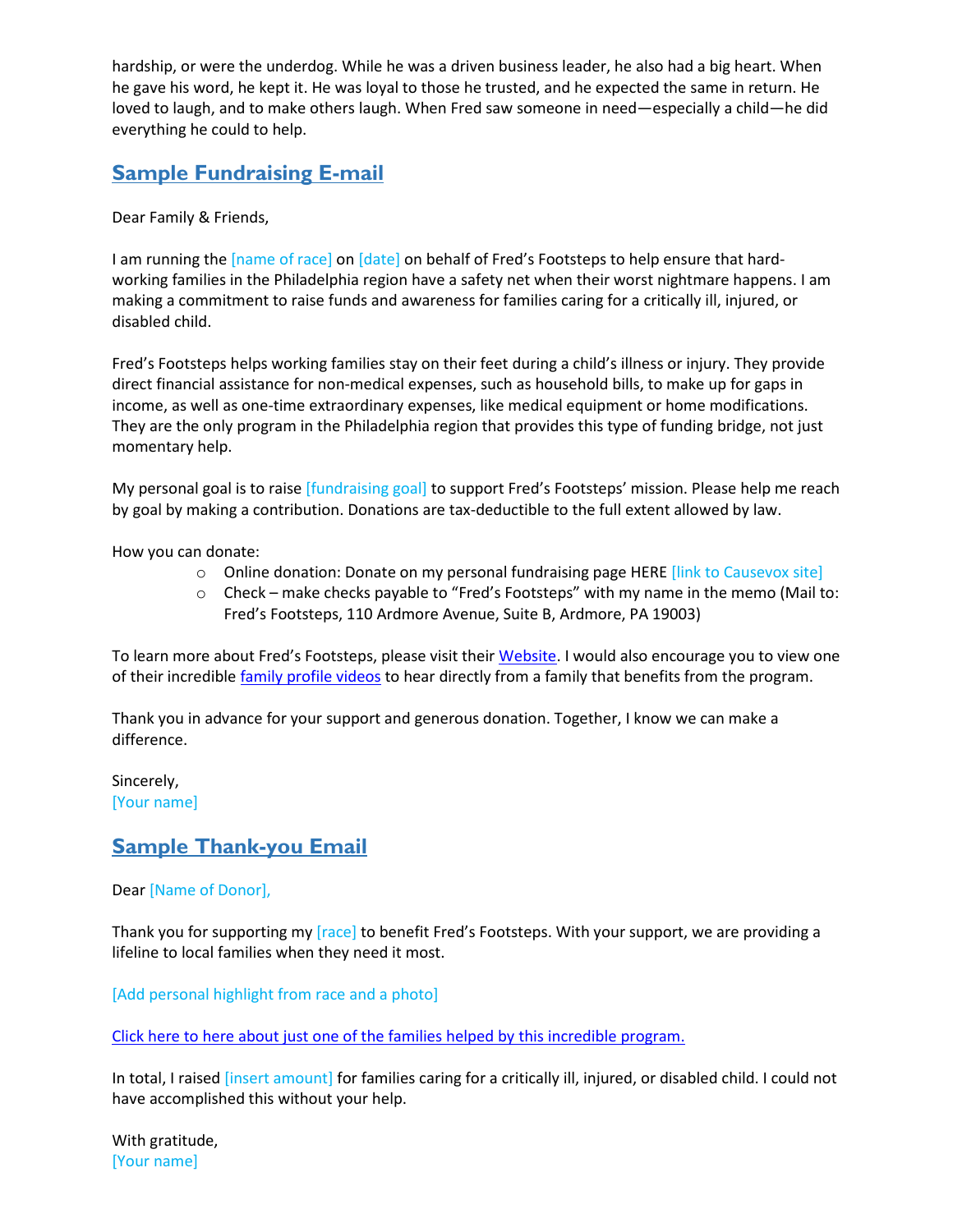hardship, or were the underdog. While he was a driven business leader, he also had a big heart. When he gave his word, he kept it. He was loyal to those he trusted, and he expected the same in return. He loved to laugh, and to make others laugh. When Fred saw someone in need—especially a child—he did everything he could to help.

## Sample Fundraising E-mail

Dear Family & Friends,

I am running the [name of race] on [date] on behalf of Fred's Footsteps to help ensure that hard-working families in the Philadelphia region have a safety net when their worst nightmare happens. I am making a commitment to raise funds and awareness for families caring for a critically ill, injured, or disabled child.

Fred's Footsteps helps working families stay on their feet during a child's illness or injury. They provide direct financial assistance for non-medical expenses, such as household bills, to make up for gaps in income, as well as one-time extraordinary expenses, like medical equipment or home modifications. They are the only program in the Philadelphia region that provides this type of funding bridge, not just momentary help.

My personal goal is to raise [fundraising goal] to support Fred's Footsteps' mission. Please help me reach by goal by making a contribution. Donations are tax-deductible to the full extent allowed by law.

How you can donate:

- Online donation: Donate on my personal fundraising page HERE [link to Causevox site]
- Check – make checks payable to "Fred's Footsteps" with my name in the memo (Mail to: Fred's Footsteps, 110 Ardmore Avenue, Suite B, Ardmore, PA 19003)

To learn more about Fred's Footsteps, please visit their Website. I would also encourage you to view one of their incredible family profile videos to hear directly from a family that benefits from the program.

Thank you in advance for your support and generous donation. Together, I know we can make a difference.

Sincerely,
[Your name]

## Sample Thank-you Email

Dear [Name of Donor],

Thank you for supporting my [race] to benefit Fred's Footsteps. With your support, we are providing a lifeline to local families when they need it most.

[Add personal highlight from race and a photo]

Click here to here about just one of the families helped by this incredible program.

In total, I raised [insert amount] for families caring for a critically ill, injured, or disabled child. I could not have accomplished this without your help.

With gratitude,
[Your name]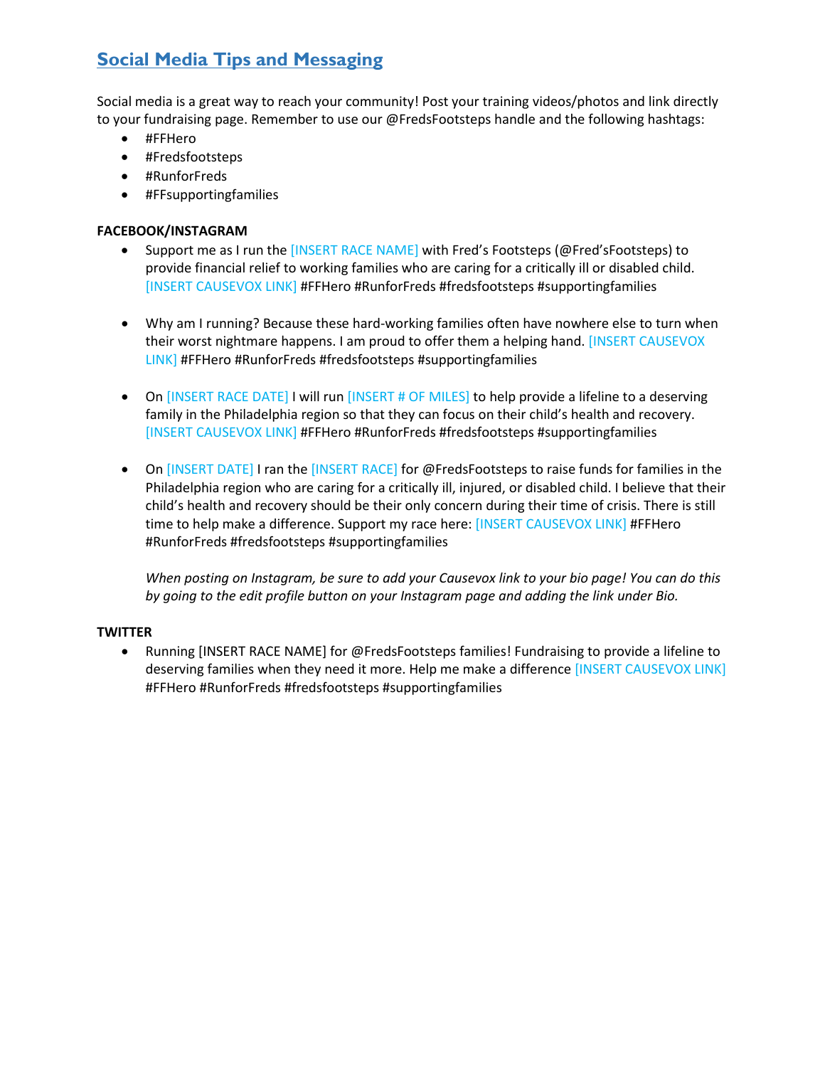## Social Media Tips and Messaging

Social media is a great way to reach your community! Post your training videos/photos and link directly to your fundraising page. Remember to use our @FredsFootsteps handle and the following hashtags:

- #FFHero
- #Fredsfootsteps
- #RunforFreds
- #FFsupportingfamilies

**FACEBOOK/INSTAGRAM**

- Support me as I run the [INSERT RACE NAME] with Fred's Footsteps (@Fred'sFootsteps) to provide financial relief to working families who are caring for a critically ill or disabled child. [INSERT CAUSEVOX LINK] #FFHero #RunforFreds #fredsfootsteps #supportingfamilies

- Why am I running? Because these hard-working families often have nowhere else to turn when their worst nightmare happens. I am proud to offer them a helping hand. [INSERT CAUSEVOX LINK] #FFHero #RunforFreds #fredsfootsteps #supportingfamilies

- On [INSERT RACE DATE] I will run [INSERT # OF MILES] to help provide a lifeline to a deserving family in the Philadelphia region so that they can focus on their child's health and recovery. [INSERT CAUSEVOX LINK] #FFHero #RunforFreds #fredsfootsteps #supportingfamilies

- On [INSERT DATE] I ran the [INSERT RACE] for @FredsFootsteps to raise funds for families in the Philadelphia region who are caring for a critically ill, injured, or disabled child. I believe that their child's health and recovery should be their only concern during their time of crisis. There is still time to help make a difference. Support my race here: [INSERT CAUSEVOX LINK] #FFHero #RunforFreds #fredsfootsteps #supportingfamilies

  *When posting on Instagram, be sure to add your Causevox link to your bio page! You can do this by going to the edit profile button on your Instagram page and adding the link under Bio.*

**TWITTER**

- Running [INSERT RACE NAME] for @FredsFootsteps families! Fundraising to provide a lifeline to deserving families when they need it more. Help me make a difference [INSERT CAUSEVOX LINK] #FFHero #RunforFreds #fredsfootsteps #supportingfamilies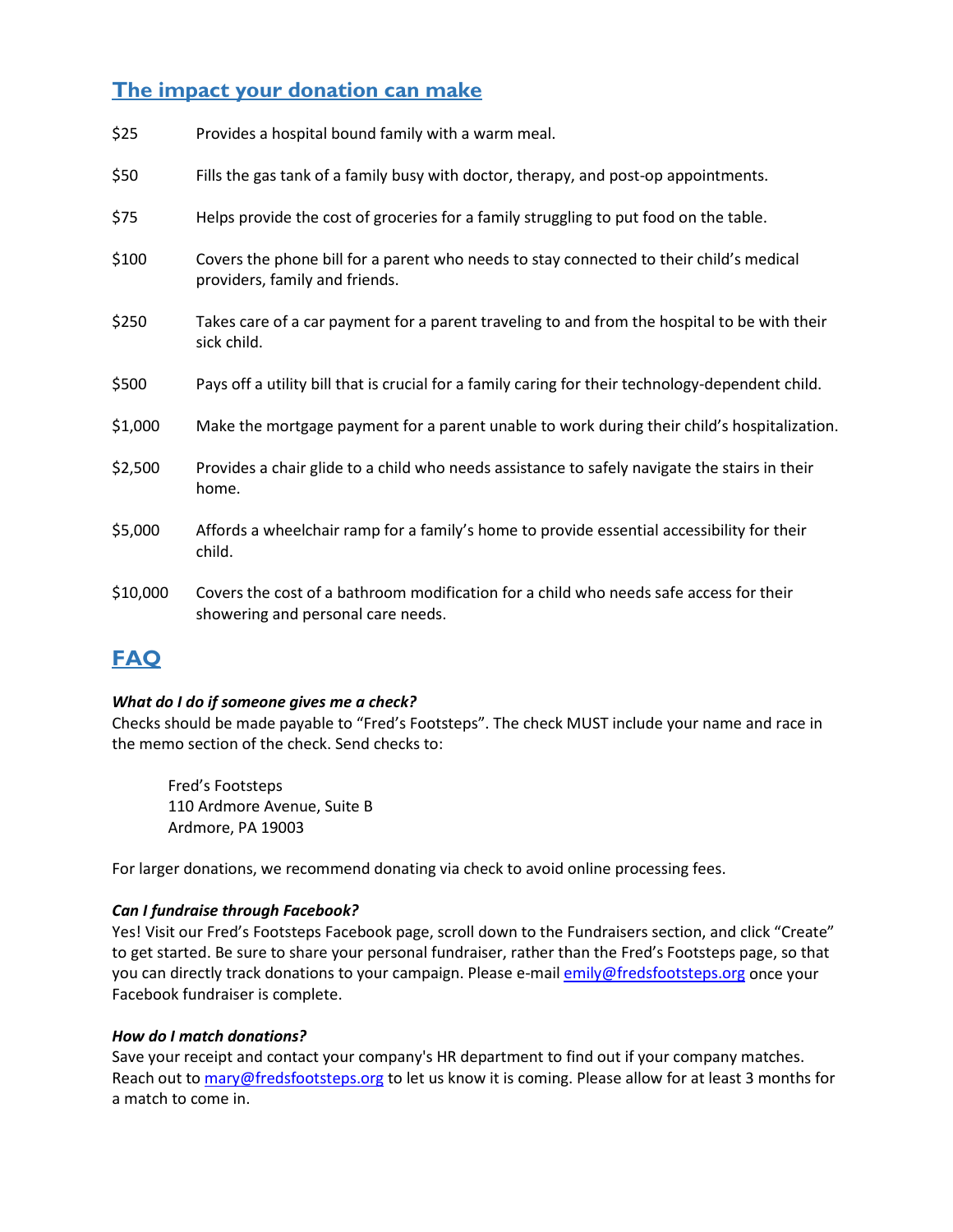## The impact your donation can make

| | |
|---|---|
| $25 | Provides a hospital bound family with a warm meal. |
| $50 | Fills the gas tank of a family busy with doctor, therapy, and post-op appointments. |
| $75 | Helps provide the cost of groceries for a family struggling to put food on the table. |
| $100 | Covers the phone bill for a parent who needs to stay connected to their child's medical providers, family and friends. |
| $250 | Takes care of a car payment for a parent traveling to and from the hospital to be with their sick child. |
| $500 | Pays off a utility bill that is crucial for a family caring for their technology-dependent child. |
| $1,000 | Make the mortgage payment for a parent unable to work during their child's hospitalization. |
| $2,500 | Provides a chair glide to a child who needs assistance to safely navigate the stairs in their home. |
| $5,000 | Affords a wheelchair ramp for a family's home to provide essential accessibility for their child. |
| $10,000 | Covers the cost of a bathroom modification for a child who needs safe access for their showering and personal care needs. |

## FAQ

***What do I do if someone gives me a check?***
Checks should be made payable to "Fred's Footsteps". The check MUST include your name and race in the memo section of the check. Send checks to:

Fred's Footsteps
110 Ardmore Avenue, Suite B
Ardmore, PA 19003

For larger donations, we recommend donating via check to avoid online processing fees.

***Can I fundraise through Facebook?***
Yes! Visit our Fred's Footsteps Facebook page, scroll down to the Fundraisers section, and click "Create" to get started. Be sure to share your personal fundraiser, rather than the Fred's Footsteps page, so that you can directly track donations to your campaign. Please e-mail emily@fredsfootsteps.org once your Facebook fundraiser is complete.

***How do I match donations?***
Save your receipt and contact your company's HR department to find out if your company matches. Reach out to mary@fredsfootsteps.org to let us know it is coming. Please allow for at least 3 months for a match to come in.